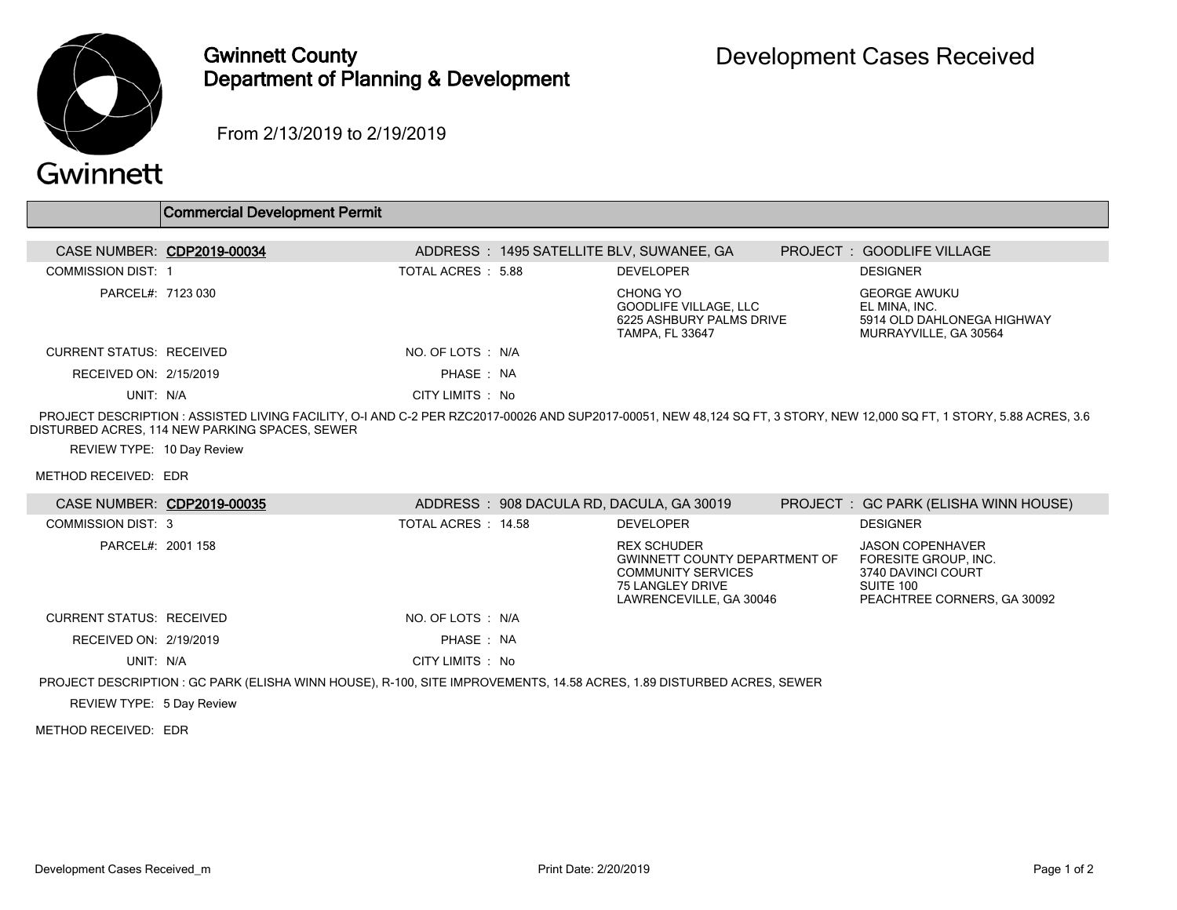# Gwinnett County Department of Planning & Development

## Development Cases Received

From 2/13/2019 to 2/19/2019

### Commercial Development Permit

**CASE NUMBER:** CDP2019-00034
**ADDRESS :** 1495 SATELLITE BLV, SUWANEE, GA
**PROJECT :** GOODLIFE VILLAGE

COMMISSION DIST: 1
TOTAL ACRES : 5.88
PARCEL#: 7123 030

**DEVELOPER**
CHONG YO
GOODLIFE VILLAGE, LLC
6225 ASHBURY PALMS DRIVE
TAMPA, FL 33647

**DESIGNER**
GEORGE AWUKU
EL MINA, INC.
5914 OLD DAHLONEGA HIGHWAY
MURRAYVILLE, GA 30564

CURRENT STATUS: RECEIVED
NO. OF LOTS : N/A
RECEIVED ON: 2/15/2019
PHASE : NA
UNIT: N/A
CITY LIMITS : No

PROJECT DESCRIPTION : ASSISTED LIVING FACILITY, O-I AND C-2 PER RZC2017-00026 AND SUP2017-00051, NEW 48,124 SQ FT, 3 STORY, NEW 12,000 SQ FT, 1 STORY, 5.88 ACRES, 3.6 DISTURBED ACRES, 114 NEW PARKING SPACES, SEWER

REVIEW TYPE: 10 Day Review

METHOD RECEIVED: EDR

---

**CASE NUMBER:** CDP2019-00035
**ADDRESS :** 908 DACULA RD, DACULA, GA 30019
**PROJECT :** GC PARK (ELISHA WINN HOUSE)

COMMISSION DIST: 3
TOTAL ACRES : 14.58
PARCEL#: 2001 158

**DEVELOPER**
REX SCHUDER
GWINNETT COUNTY DEPARTMENT OF COMMUNITY SERVICES
75 LANGLEY DRIVE
LAWRENCEVILLE, GA 30046

**DESIGNER**
JASON COPENHAVER
FORESITE GROUP, INC.
3740 DAVINCI COURT
SUITE 100
PEACHTREE CORNERS, GA 30092

CURRENT STATUS: RECEIVED
NO. OF LOTS : N/A
RECEIVED ON: 2/19/2019
PHASE : NA
UNIT: N/A
CITY LIMITS : No

PROJECT DESCRIPTION : GC PARK (ELISHA WINN HOUSE), R-100, SITE IMPROVEMENTS, 14.58 ACRES, 1.89 DISTURBED ACRES, SEWER

REVIEW TYPE: 5 Day Review

METHOD RECEIVED: EDR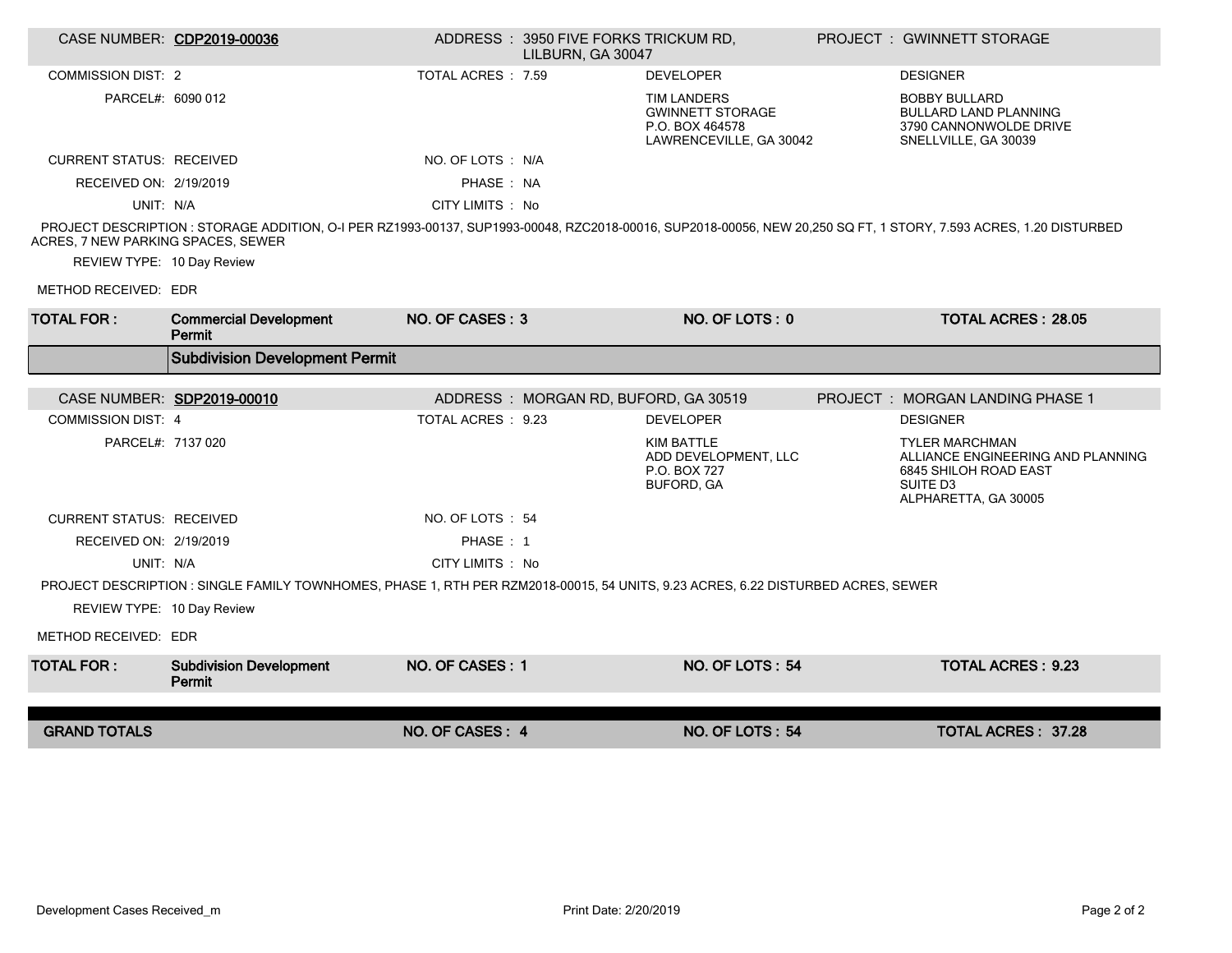| CASE NUMBER: | CDP2019-00036 | ADDRESS : | 3950 FIVE FORKS TRICKUM RD, LILBURN, GA 30047 | PROJECT : | GWINNETT STORAGE |
|---|---|---|---|---|---|
| COMMISSION DIST: | 2 | TOTAL ACRES : | 7.59 | DEVELOPER | DESIGNER |
| PARCEL#: | 6090 012 | | | TIM LANDERS<br>GWINNETT STORAGE<br>P.O. BOX 464578<br>LAWRENCEVILLE, GA 30042 | BOBBY BULLARD<br>BULLARD LAND PLANNING<br>3790 CANNONWOLDE DRIVE<br>SNELLVILLE, GA 30039 |
| CURRENT STATUS: | RECEIVED | NO. OF LOTS : | N/A | | |
| RECEIVED ON: | 2/19/2019 | PHASE : | NA | | |
| UNIT: | N/A | CITY LIMITS : | No | | |

PROJECT DESCRIPTION : STORAGE ADDITION, O-I PER RZ1993-00137, SUP1993-00048, RZC2018-00016, SUP2018-00056, NEW 20,250 SQ FT, 1 STORY, 7.593 ACRES, 1.20 DISTURBED ACRES, 7 NEW PARKING SPACES, SEWER

REVIEW TYPE: 10 Day Review

METHOD RECEIVED: EDR

| TOTAL FOR : | Commercial Development Permit | NO. OF CASES : 3 | NO. OF LOTS : 0 | TOTAL ACRES : 28.05 |
|---|---|---|---|---|

## Subdivision Development Permit

| CASE NUMBER: | SDP2019-00010 | ADDRESS : | MORGAN RD, BUFORD, GA 30519 | PROJECT : | MORGAN LANDING PHASE 1 |
|---|---|---|---|---|---|
| COMMISSION DIST: | 4 | TOTAL ACRES : | 9.23 | DEVELOPER | DESIGNER |
| PARCEL#: | 7137 020 | | | KIM BATTLE<br>ADD DEVELOPMENT, LLC<br>P.O. BOX 727<br>BUFORD, GA | TYLER MARCHMAN<br>ALLIANCE ENGINEERING AND PLANNING<br>6845 SHILOH ROAD EAST<br>SUITE D3<br>ALPHARETTA, GA 30005 |
| CURRENT STATUS: | RECEIVED | NO. OF LOTS : | 54 | | |
| RECEIVED ON: | 2/19/2019 | PHASE : | 1 | | |
| UNIT: | N/A | CITY LIMITS : | No | | |

PROJECT DESCRIPTION : SINGLE FAMILY TOWNHOMES, PHASE 1, RTH PER RZM2018-00015, 54 UNITS, 9.23 ACRES, 6.22 DISTURBED ACRES, SEWER

REVIEW TYPE: 10 Day Review

METHOD RECEIVED: EDR

| TOTAL FOR : | Subdivision Development Permit | NO. OF CASES : 1 | NO. OF LOTS : 54 | TOTAL ACRES : 9.23 |
|---|---|---|---|---|

| GRAND TOTALS | NO. OF CASES : 4 | NO. OF LOTS : 54 | TOTAL ACRES : 37.28 |
|---|---|---|---|

Development Cases Received_m

Print Date: 2/20/2019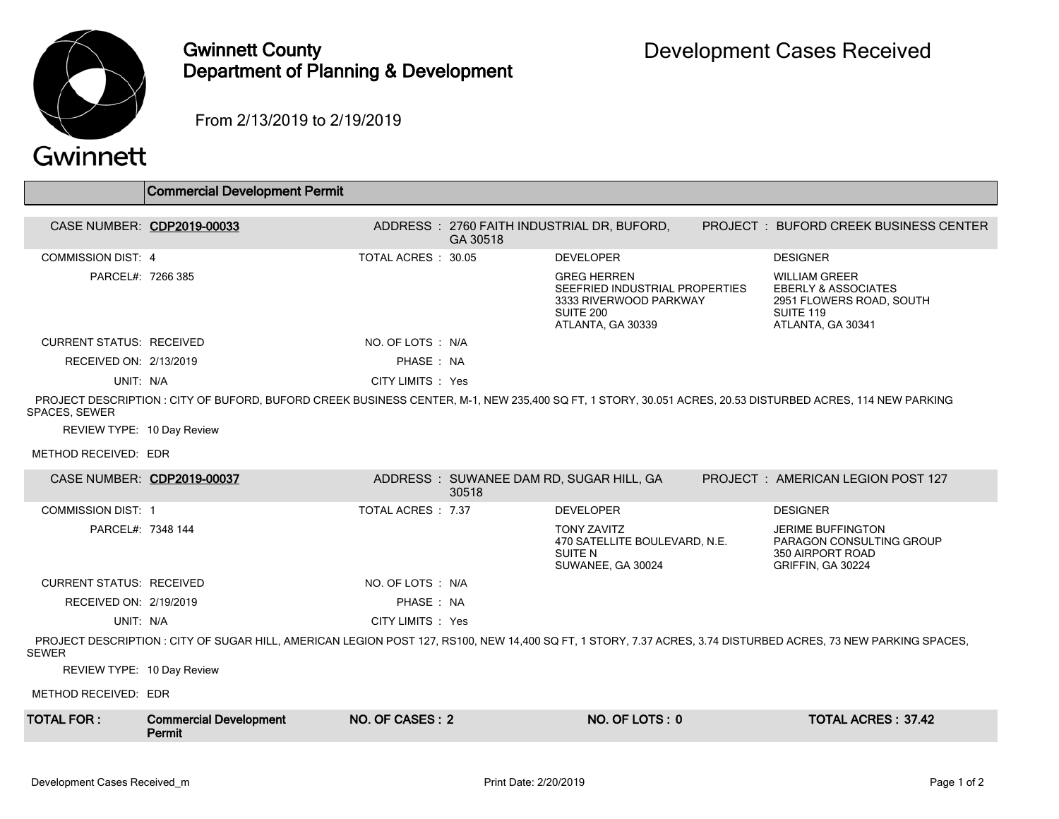# Gwinnett County Department of Planning & Development

# Development Cases Received

From 2/13/2019 to 2/19/2019

## Commercial Development Permit

| CASE NUMBER: | **CDP2019-00033** | ADDRESS : | 2760 FAITH INDUSTRIAL DR, BUFORD, GA 30518 | PROJECT : | BUFORD CREEK BUSINESS CENTER |
|---|---|---|---|---|---|
| COMMISSION DIST: | 4 | TOTAL ACRES : | 30.05 | DEVELOPER | DESIGNER |
| PARCEL#: | 7266 385 | | | GREG HERREN<br>SEEFRIED INDUSTRIAL PROPERTIES<br>3333 RIVERWOOD PARKWAY<br>SUITE 200<br>ATLANTA, GA 30339 | WILLIAM GREER<br>EBERLY & ASSOCIATES<br>2951 FLOWERS ROAD, SOUTH<br>SUITE 119<br>ATLANTA, GA 30341 |
| CURRENT STATUS: | RECEIVED | NO. OF LOTS : | N/A | | |
| RECEIVED ON: | 2/13/2019 | PHASE : | NA | | |
| UNIT: | N/A | CITY LIMITS : | Yes | | |

PROJECT DESCRIPTION : CITY OF BUFORD, BUFORD CREEK BUSINESS CENTER, M-1, NEW 235,400 SQ FT, 1 STORY, 30.051 ACRES, 20.53 DISTURBED ACRES, 114 NEW PARKING SPACES, SEWER

REVIEW TYPE: 10 Day Review

METHOD RECEIVED: EDR

| CASE NUMBER: | **CDP2019-00037** | ADDRESS : | SUWANEE DAM RD, SUGAR HILL, GA 30518 | PROJECT : | AMERICAN LEGION POST 127 |
|---|---|---|---|---|---|
| COMMISSION DIST: | 1 | TOTAL ACRES : | 7.37 | DEVELOPER | DESIGNER |
| PARCEL#: | 7348 144 | | | TONY ZAVITZ<br>470 SATELLITE BOULEVARD, N.E.<br>SUITE N<br>SUWANEE, GA 30024 | JERIME BUFFINGTON<br>PARAGON CONSULTING GROUP<br>350 AIRPORT ROAD<br>GRIFFIN, GA 30224 |
| CURRENT STATUS: | RECEIVED | NO. OF LOTS : | N/A | | |
| RECEIVED ON: | 2/19/2019 | PHASE : | NA | | |
| UNIT: | N/A | CITY LIMITS : | Yes | | |

PROJECT DESCRIPTION : CITY OF SUGAR HILL, AMERICAN LEGION POST 127, RS100, NEW 14,400 SQ FT, 1 STORY, 7.37 ACRES, 3.74 DISTURBED ACRES, 73 NEW PARKING SPACES, SEWER

REVIEW TYPE: 10 Day Review

METHOD RECEIVED: EDR

| **TOTAL FOR :** | **Commercial Development Permit** | **NO. OF CASES : 2** | **NO. OF LOTS : 0** | **TOTAL ACRES : 37.42** |
|---|---|---|---|---|

Development Cases Received_m — Print Date: 2/20/2019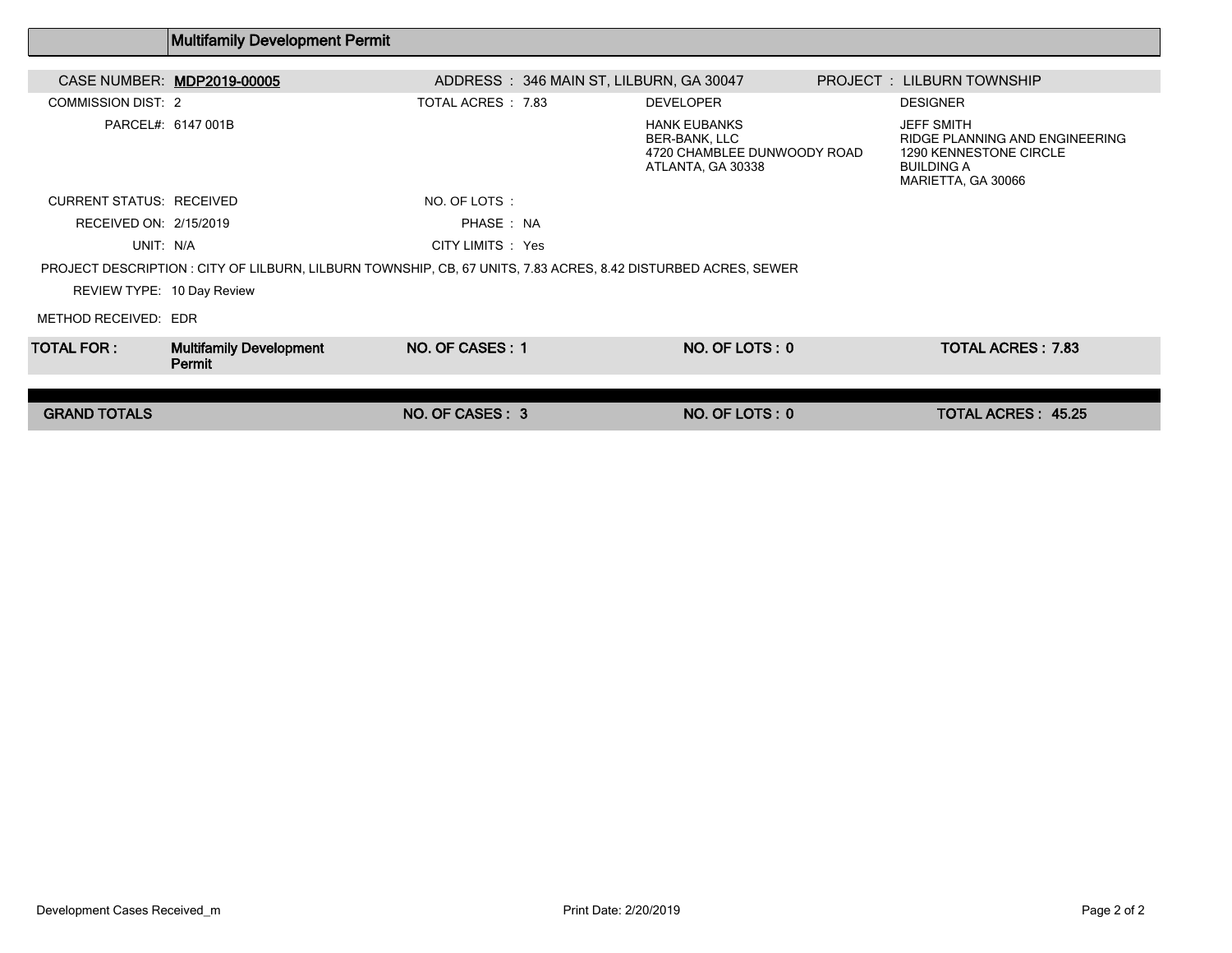## Multifamily Development Permit

| | | | |
|---|---|---|---|
| CASE NUMBER: **MDP2019-00005** | ADDRESS : 346 MAIN ST, LILBURN, GA 30047 | | PROJECT : LILBURN TOWNSHIP |
| COMMISSION DIST: 2 | TOTAL ACRES : 7.83 | DEVELOPER | DESIGNER |
| PARCEL#: 6147 001B | | HANK EUBANKS<br>BER-BANK, LLC<br>4720 CHAMBLEE DUNWOODY ROAD<br>ATLANTA, GA 30338 | JEFF SMITH<br>RIDGE PLANNING AND ENGINEERING<br>1290 KENNESTONE CIRCLE<br>BUILDING A<br>MARIETTA, GA 30066 |
| CURRENT STATUS: RECEIVED | NO. OF LOTS : | | |
| RECEIVED ON: 2/15/2019 | PHASE : NA | | |
| UNIT: N/A | CITY LIMITS : Yes | | |

PROJECT DESCRIPTION : CITY OF LILBURN, LILBURN TOWNSHIP, CB, 67 UNITS, 7.83 ACRES, 8.42 DISTURBED ACRES, SEWER

REVIEW TYPE: 10 Day Review

METHOD RECEIVED: EDR

| | | | | |
|---|---|---|---|---|
| **TOTAL FOR :** | **Multifamily Development Permit** | **NO. OF CASES : 1** | **NO. OF LOTS : 0** | **TOTAL ACRES : 7.83** |
| **GRAND TOTALS** | | **NO. OF CASES : 3** | **NO. OF LOTS : 0** | **TOTAL ACRES : 45.25** |

Development Cases Received_m

Print Date: 2/20/2019